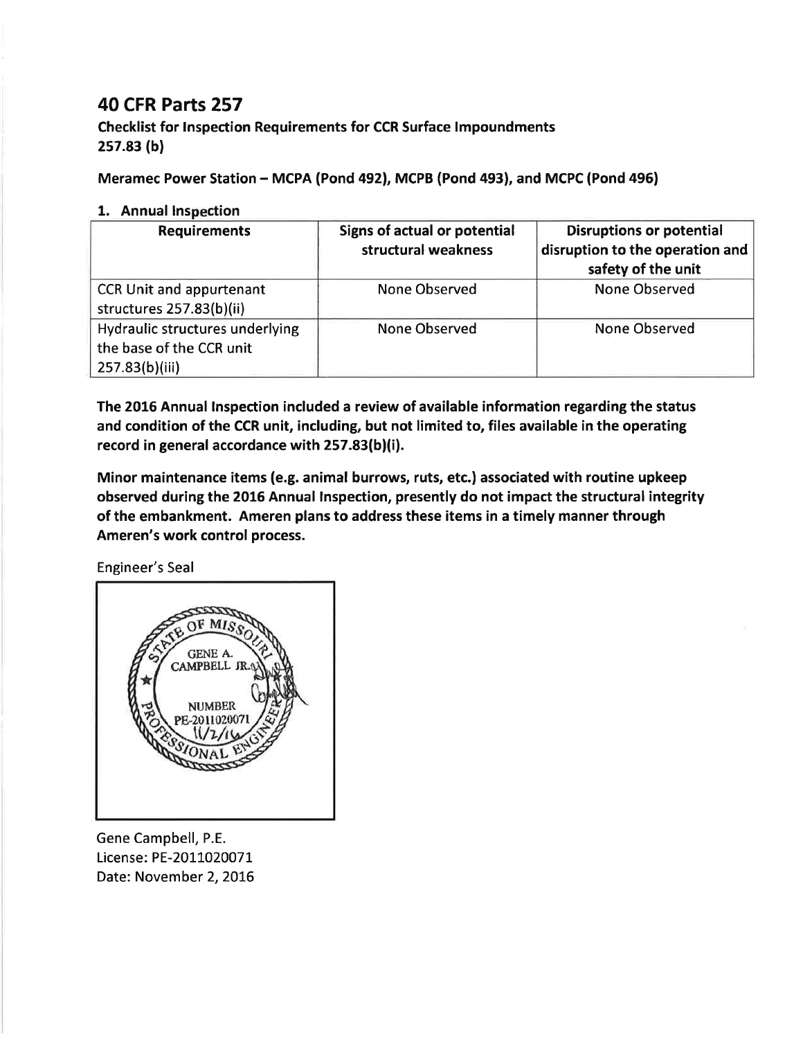# 40 CFR Parts 257

**Checklist for Inspection Requirements for CCR Surface Impoundments**
**257.83 (b)**

**Meramec Power Station – MCPA (Pond 492), MCPB (Pond 493), and MCPC (Pond 496)**

## 1. Annual Inspection

| Requirements | Signs of actual or potential structural weakness | Disruptions or potential disruption to the operation and safety of the unit |
|---|---|---|
| CCR Unit and appurtenant structures 257.83(b)(ii) | None Observed | None Observed |
| Hydraulic structures underlying the base of the CCR unit 257.83(b)(iii) | None Observed | None Observed |

**The 2016 Annual Inspection included a review of available information regarding the status and condition of the CCR unit, including, but not limited to, files available in the operating record in general accordance with 257.83(b)(i).**

**Minor maintenance items (e.g. animal burrows, ruts, etc.) associated with routine upkeep observed during the 2016 Annual Inspection, presently do not impact the structural integrity of the embankment. Ameren plans to address these items in a timely manner through Ameren's work control process.**

Engineer's Seal

STATE OF MISSOURI
GENE A. CAMPBELL JR.
NUMBER
PE-2011020071
11/2/16
PROFESSIONAL ENGINEER

Gene Campbell, P.E.
License: PE-2011020071
Date: November 2, 2016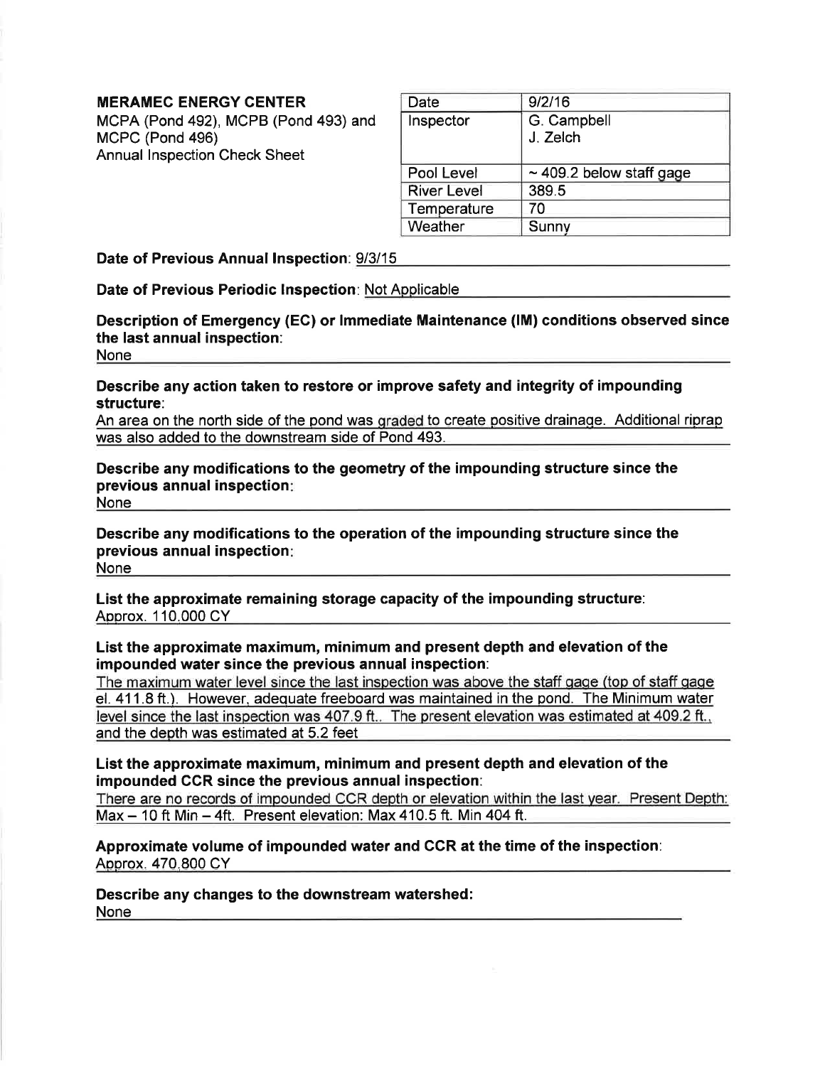**MERAMEC ENERGY CENTER**
MCPA (Pond 492), MCPB (Pond 493) and MCPC (Pond 496)
Annual Inspection Check Sheet

| | |
|---|---|
| Date | 9/2/16 |
| Inspector | G. Campbell<br>J. Zelch |
| Pool Level | ~ 409.2 below staff gage |
| River Level | 389.5 |
| Temperature | 70 |
| Weather | Sunny |

**Date of Previous Annual Inspection**: 9/3/15

**Date of Previous Periodic Inspection**: Not Applicable

**Description of Emergency (EC) or Immediate Maintenance (IM) conditions observed since the last annual inspection**:
None

**Describe any action taken to restore or improve safety and integrity of impounding structure**:
An area on the north side of the pond was graded to create positive drainage. Additional riprap was also added to the downstream side of Pond 493.

**Describe any modifications to the geometry of the impounding structure since the previous annual inspection**:
None

**Describe any modifications to the operation of the impounding structure since the previous annual inspection**:
None

**List the approximate remaining storage capacity of the impounding structure**:
Approx. 110,000 CY

**List the approximate maximum, minimum and present depth and elevation of the impounded water since the previous annual inspection**:
The maximum water level since the last inspection was above the staff gage (top of staff gage el. 411.8 ft.). However, adequate freeboard was maintained in the pond. The Minimum water level since the last inspection was 407.9 ft.. The present elevation was estimated at 409.2 ft., and the depth was estimated at 5.2 feet

**List the approximate maximum, minimum and present depth and elevation of the impounded CCR since the previous annual inspection**:
There are no records of impounded CCR depth or elevation within the last year. Present Depth: Max – 10 ft Min – 4ft. Present elevation: Max 410.5 ft. Min 404 ft.

**Approximate volume of impounded water and CCR at the time of the inspection**:
Approx. 470,800 CY

**Describe any changes to the downstream watershed:**
None